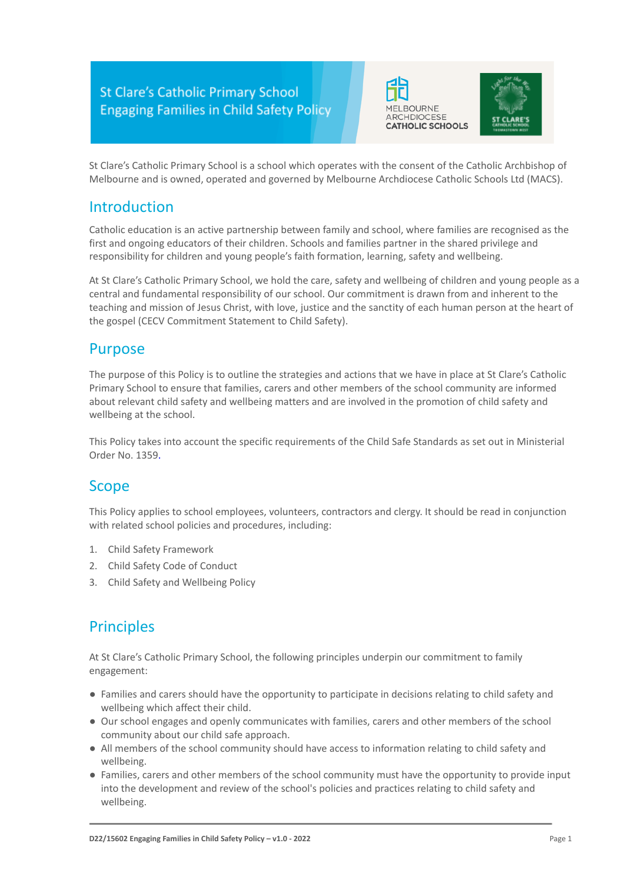# St Clare's Catholic Primary School Engaging Families in Child Safety Policy

St Clare's Catholic Primary School is a school which operates with the consent of the Catholic Archbishop of Melbourne and is owned, operated and governed by Melbourne Archdiocese Catholic Schools Ltd (MACS).

## Introduction

Catholic education is an active partnership between family and school, where families are recognised as the first and ongoing educators of their children. Schools and families partner in the shared privilege and responsibility for children and young people's faith formation, learning, safety and wellbeing.

At St Clare's Catholic Primary School, we hold the care, safety and wellbeing of children and young people as a central and fundamental responsibility of our school. Our commitment is drawn from and inherent to the teaching and mission of Jesus Christ, with love, justice and the sanctity of each human person at the heart of the gospel (CECV Commitment Statement to Child Safety).

## Purpose

The purpose of this Policy is to outline the strategies and actions that we have in place at St Clare's Catholic Primary School to ensure that families, carers and other members of the school community are informed about relevant child safety and wellbeing matters and are involved in the promotion of child safety and wellbeing at the school.

This Policy takes into account the specific requirements of the Child Safe Standards as set out in Ministerial Order No. 1359.

## Scope

This Policy applies to school employees, volunteers, contractors and clergy. It should be read in conjunction with related school policies and procedures, including:

1. Child Safety Framework
2. Child Safety Code of Conduct
3. Child Safety and Wellbeing Policy

## Principles

At St Clare's Catholic Primary School, the following principles underpin our commitment to family engagement:

- Families and carers should have the opportunity to participate in decisions relating to child safety and wellbeing which affect their child.
- Our school engages and openly communicates with families, carers and other members of the school community about our child safe approach.
- All members of the school community should have access to information relating to child safety and wellbeing.
- Families, carers and other members of the school community must have the opportunity to provide input into the development and review of the school's policies and practices relating to child safety and wellbeing.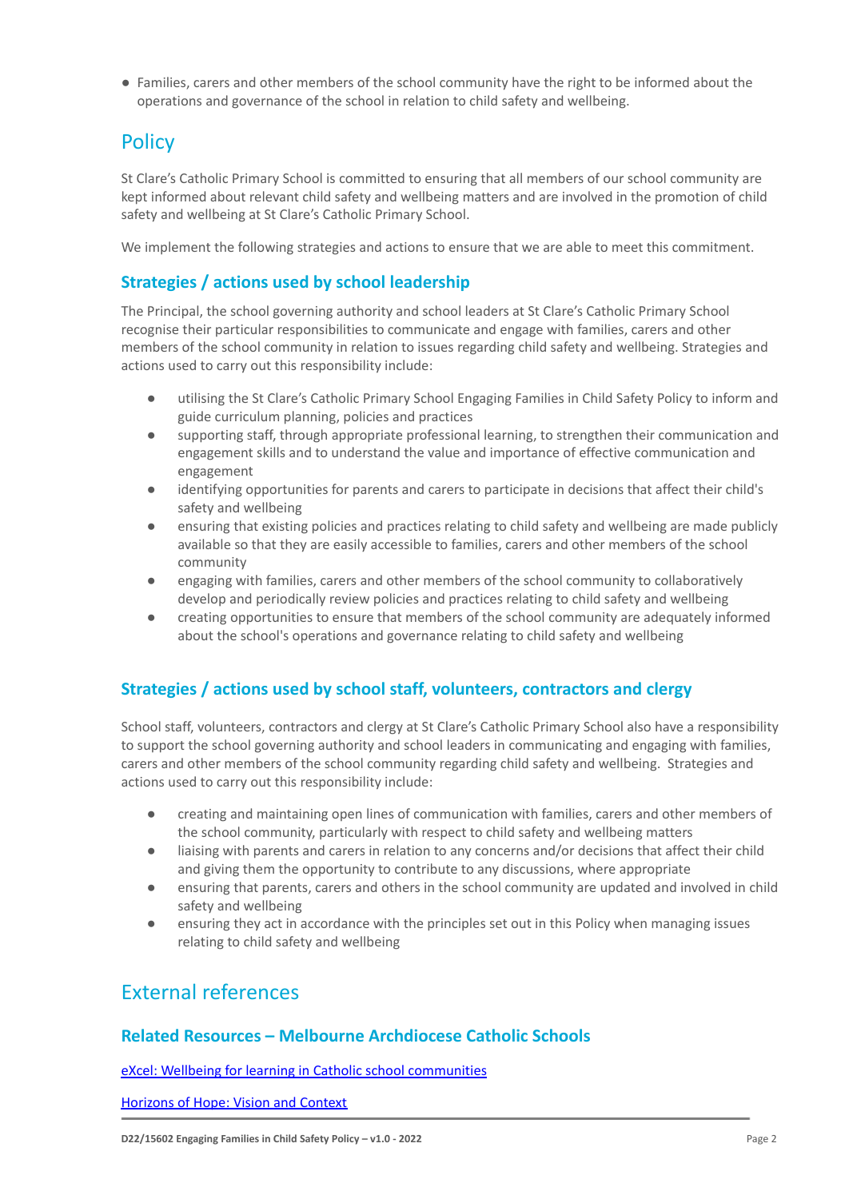- Families, carers and other members of the school community have the right to be informed about the operations and governance of the school in relation to child safety and wellbeing.

## Policy

St Clare's Catholic Primary School is committed to ensuring that all members of our school community are kept informed about relevant child safety and wellbeing matters and are involved in the promotion of child safety and wellbeing at St Clare's Catholic Primary School.

We implement the following strategies and actions to ensure that we are able to meet this commitment.

### Strategies / actions used by school leadership

The Principal, the school governing authority and school leaders at St Clare's Catholic Primary School recognise their particular responsibilities to communicate and engage with families, carers and other members of the school community in relation to issues regarding child safety and wellbeing. Strategies and actions used to carry out this responsibility include:

- utilising the St Clare's Catholic Primary School Engaging Families in Child Safety Policy to inform and guide curriculum planning, policies and practices
- supporting staff, through appropriate professional learning, to strengthen their communication and engagement skills and to understand the value and importance of effective communication and engagement
- identifying opportunities for parents and carers to participate in decisions that affect their child's safety and wellbeing
- ensuring that existing policies and practices relating to child safety and wellbeing are made publicly available so that they are easily accessible to families, carers and other members of the school community
- engaging with families, carers and other members of the school community to collaboratively develop and periodically review policies and practices relating to child safety and wellbeing
- creating opportunities to ensure that members of the school community are adequately informed about the school's operations and governance relating to child safety and wellbeing

### Strategies / actions used by school staff, volunteers, contractors and clergy

School staff, volunteers, contractors and clergy at St Clare's Catholic Primary School also have a responsibility to support the school governing authority and school leaders in communicating and engaging with families, carers and other members of the school community regarding child safety and wellbeing. Strategies and actions used to carry out this responsibility include:

- creating and maintaining open lines of communication with families, carers and other members of the school community, particularly with respect to child safety and wellbeing matters
- liaising with parents and carers in relation to any concerns and/or decisions that affect their child and giving them the opportunity to contribute to any discussions, where appropriate
- ensuring that parents, carers and others in the school community are updated and involved in child safety and wellbeing
- ensuring they act in accordance with the principles set out in this Policy when managing issues relating to child safety and wellbeing

## External references

### Related Resources – Melbourne Archdiocese Catholic Schools

eXcel: Wellbeing for learning in Catholic school communities

Horizons of Hope: Vision and Context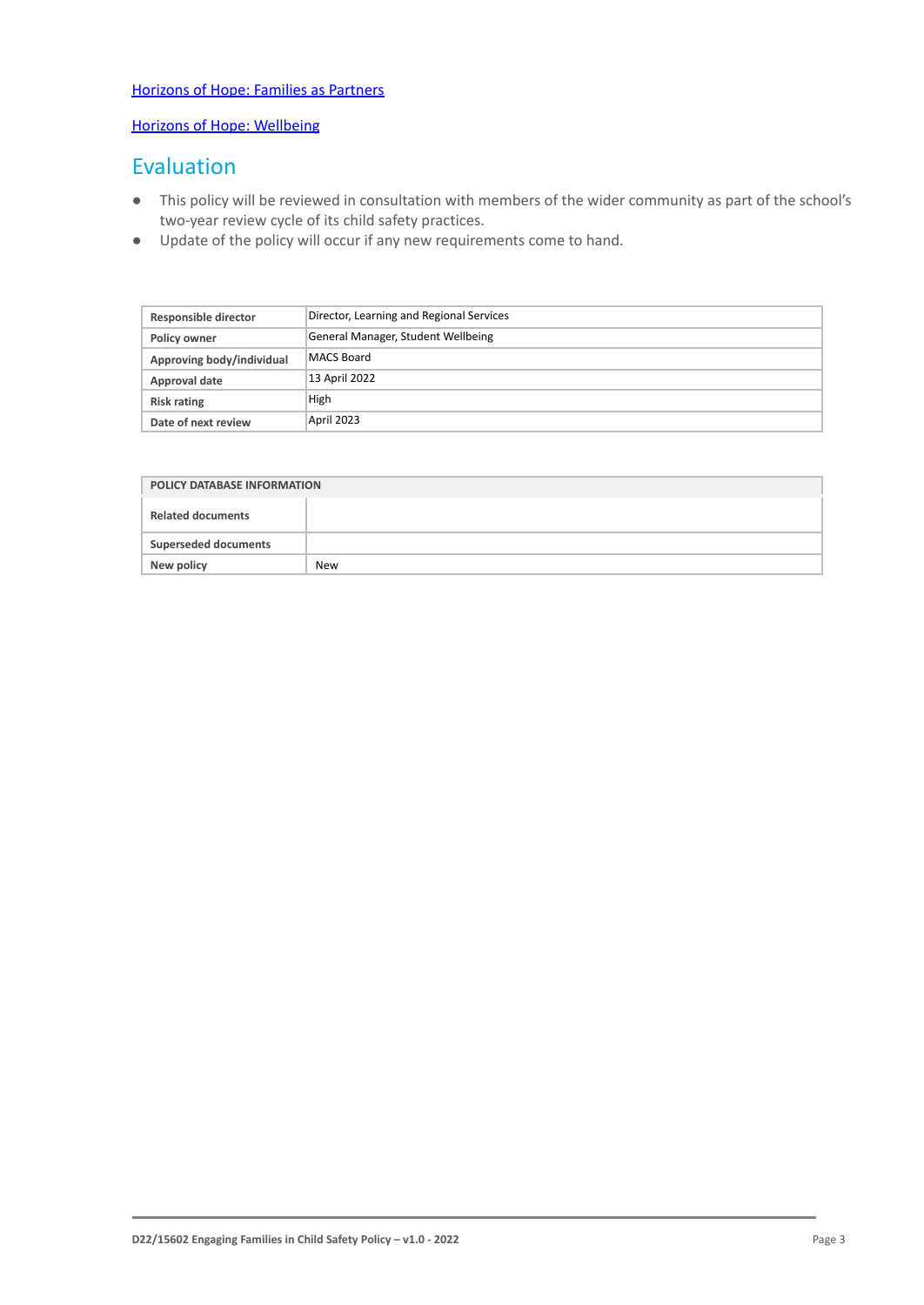[Horizons of Hope: Families as Partners]

[Horizons of Hope: Wellbeing]

## Evaluation

- This policy will be reviewed in consultation with members of the wider community as part of the school's two-year review cycle of its child safety practices.
- Update of the policy will occur if any new requirements come to hand.

| | |
|---|---|
| **Responsible director** | Director, Learning and Regional Services |
| **Policy owner** | General Manager, Student Wellbeing |
| **Approving body/individual** | MACS Board |
| **Approval date** | 13 April 2022 |
| **Risk rating** | High |
| **Date of next review** | April 2023 |

| **POLICY DATABASE INFORMATION** | |
|---|---|
| **Related documents** | |
| **Superseded documents** | |
| **New policy** | New |